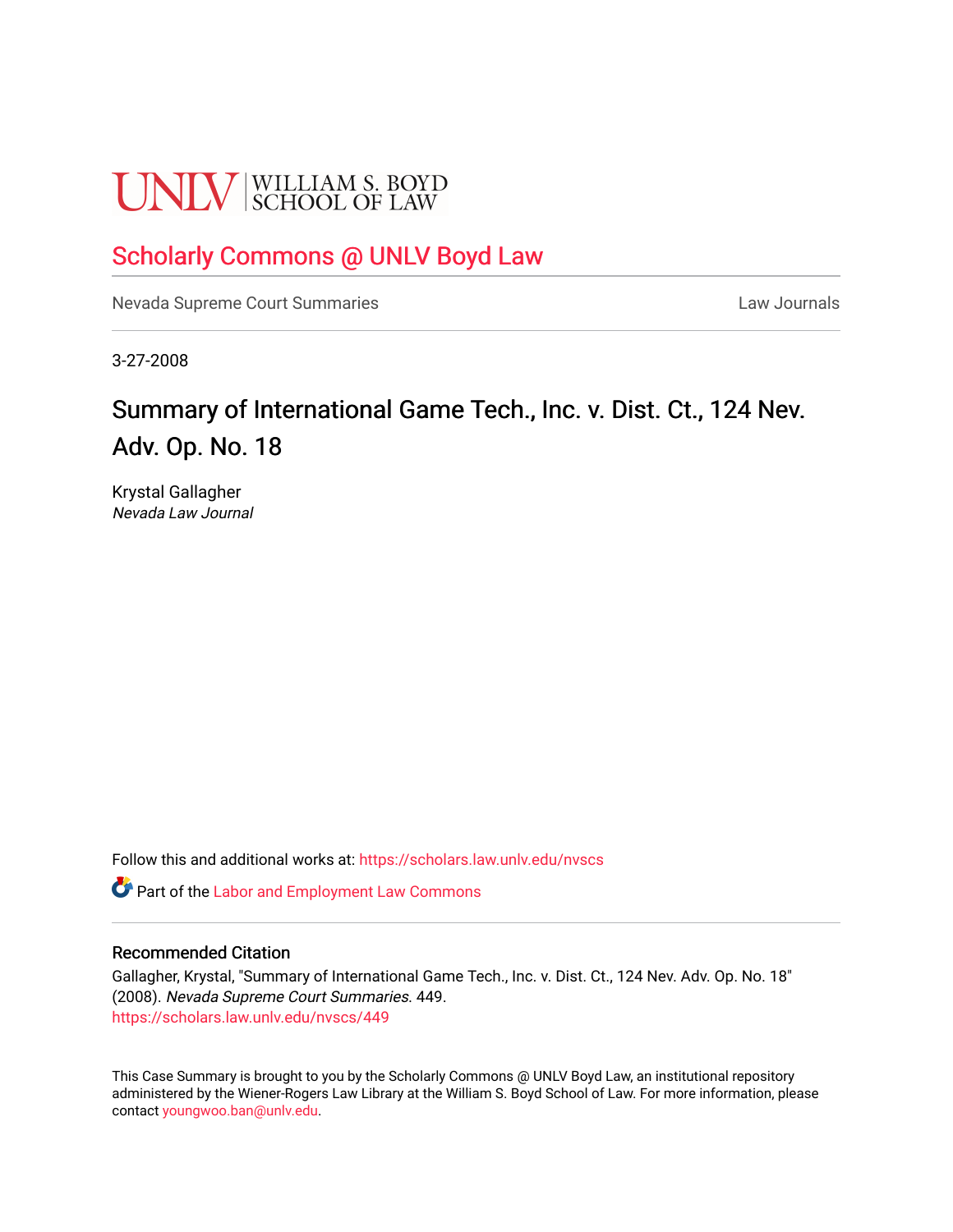UNLV | WILLIAM S. BOYD SCHOOL OF LAW

# Scholarly Commons @ UNLV Boyd Law

Nevada Supreme Court Summaries | Law Journals

3-27-2008

## Summary of International Game Tech., Inc. v. Dist. Ct., 124 Nev. Adv. Op. No. 18

Krystal Gallagher
*Nevada Law Journal*

Follow this and additional works at: https://scholars.law.unlv.edu/nvscs

Part of the Labor and Employment Law Commons

### Recommended Citation

Gallagher, Krystal, "Summary of International Game Tech., Inc. v. Dist. Ct., 124 Nev. Adv. Op. No. 18" (2008). *Nevada Supreme Court Summaries*. 449.
https://scholars.law.unlv.edu/nvscs/449

This Case Summary is brought to you by the Scholarly Commons @ UNLV Boyd Law, an institutional repository administered by the Wiener-Rogers Law Library at the William S. Boyd School of Law. For more information, please contact youngwoo.ban@unlv.edu.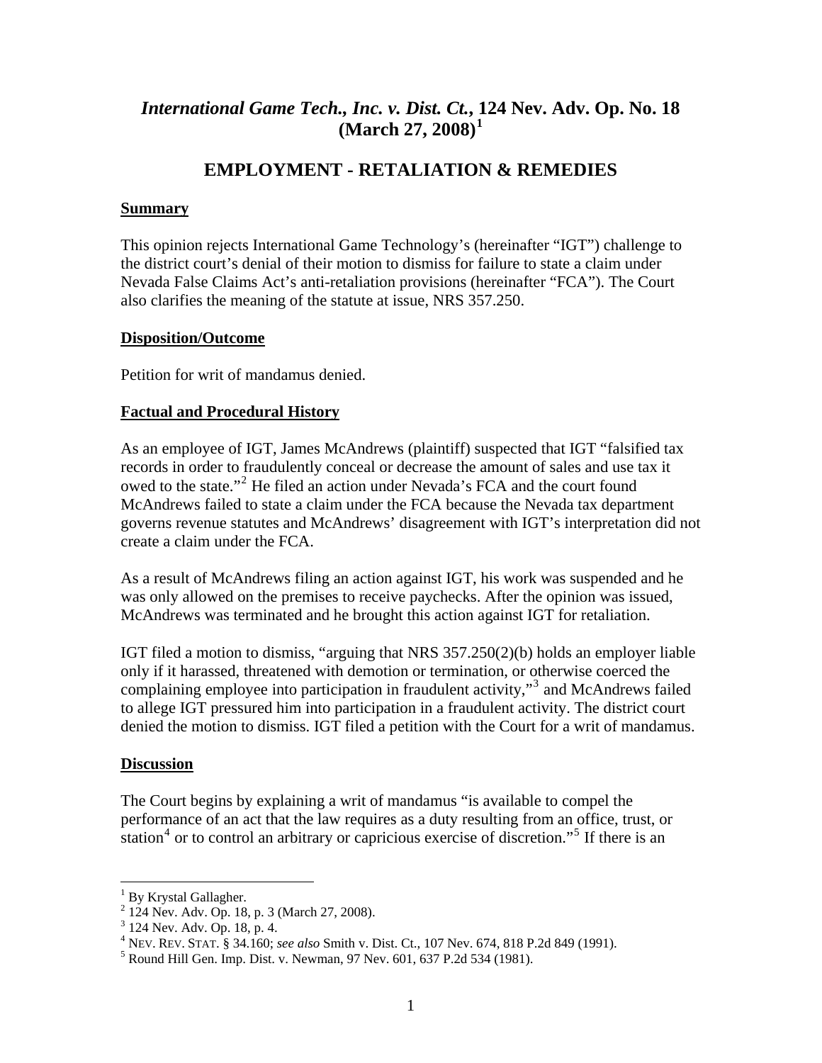# *International Game Tech., Inc. v. Dist. Ct.*, 124 Nev. Adv. Op. No. 18 (March 27, 2008)[1]

## EMPLOYMENT - RETALIATION & REMEDIES

### Summary

This opinion rejects International Game Technology's (hereinafter "IGT") challenge to the district court's denial of their motion to dismiss for failure to state a claim under Nevada False Claims Act's anti-retaliation provisions (hereinafter "FCA"). The Court also clarifies the meaning of the statute at issue, NRS 357.250.

### Disposition/Outcome

Petition for writ of mandamus denied.

### Factual and Procedural History

As an employee of IGT, James McAndrews (plaintiff) suspected that IGT "falsified tax records in order to fraudulently conceal or decrease the amount of sales and use tax it owed to the state."[2] He filed an action under Nevada's FCA and the court found McAndrews failed to state a claim under the FCA because the Nevada tax department governs revenue statutes and McAndrews' disagreement with IGT's interpretation did not create a claim under the FCA.

As a result of McAndrews filing an action against IGT, his work was suspended and he was only allowed on the premises to receive paychecks. After the opinion was issued, McAndrews was terminated and he brought this action against IGT for retaliation.

IGT filed a motion to dismiss, "arguing that NRS 357.250(2)(b) holds an employer liable only if it harassed, threatened with demotion or termination, or otherwise coerced the complaining employee into participation in fraudulent activity,"[3] and McAndrews failed to allege IGT pressured him into participation in a fraudulent activity. The district court denied the motion to dismiss. IGT filed a petition with the Court for a writ of mandamus.

### Discussion

The Court begins by explaining a writ of mandamus "is available to compel the performance of an act that the law requires as a duty resulting from an office, trust, or station[4] or to control an arbitrary or capricious exercise of discretion."[5] If there is an

---

[1] By Krystal Gallagher.

[2] 124 Nev. Adv. Op. 18, p. 3 (March 27, 2008).

[3] 124 Nev. Adv. Op. 18, p. 4.

[4] NEV. REV. STAT. § 34.160; *see also* Smith v. Dist. Ct., 107 Nev. 674, 818 P.2d 849 (1991).

[5] Round Hill Gen. Imp. Dist. v. Newman, 97 Nev. 601, 637 P.2d 534 (1981).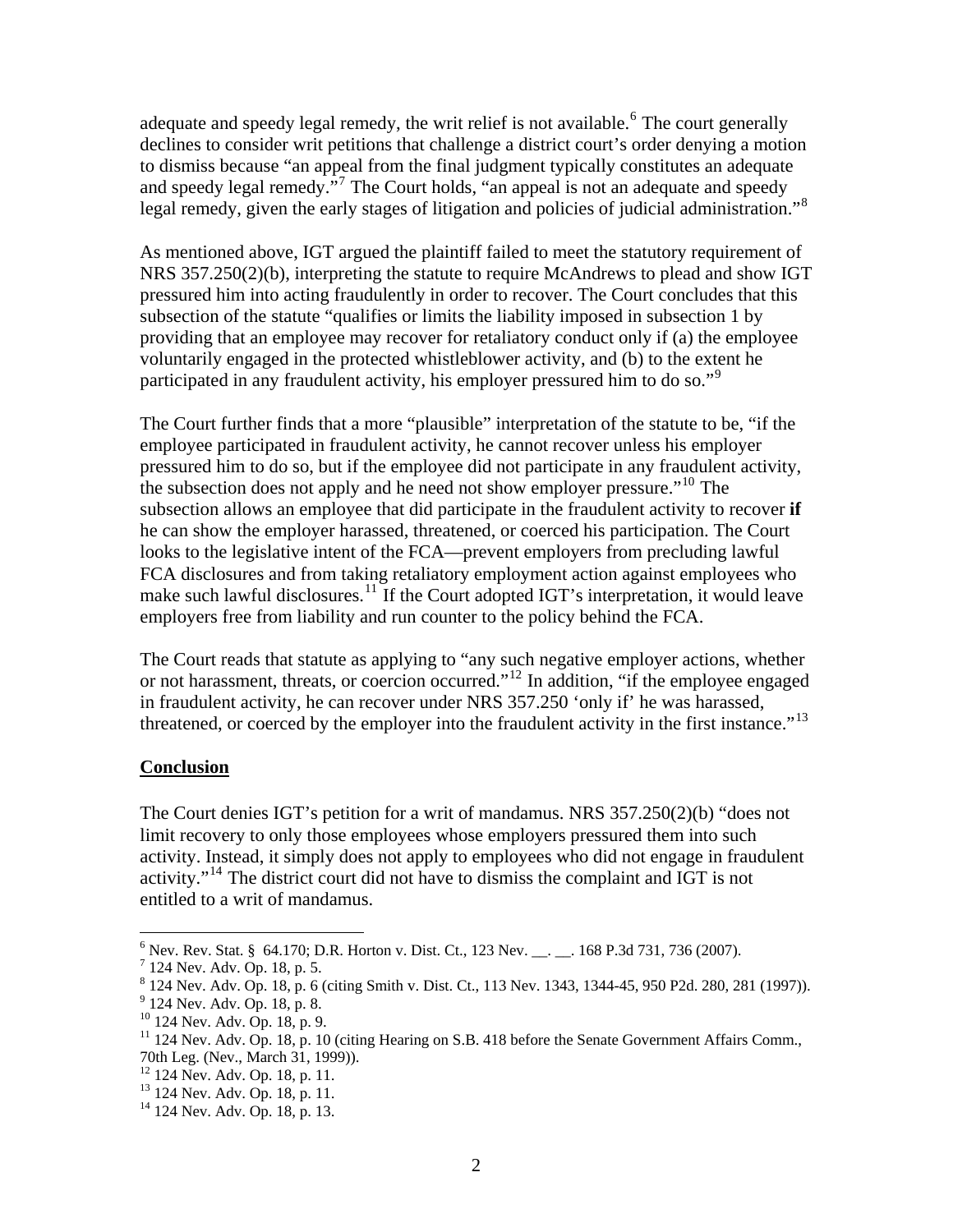adequate and speedy legal remedy, the writ relief is not available.[6] The court generally declines to consider writ petitions that challenge a district court's order denying a motion to dismiss because "an appeal from the final judgment typically constitutes an adequate and speedy legal remedy."[7] The Court holds, "an appeal is not an adequate and speedy legal remedy, given the early stages of litigation and policies of judicial administration."[8]

As mentioned above, IGT argued the plaintiff failed to meet the statutory requirement of NRS 357.250(2)(b), interpreting the statute to require McAndrews to plead and show IGT pressured him into acting fraudulently in order to recover. The Court concludes that this subsection of the statute "qualifies or limits the liability imposed in subsection 1 by providing that an employee may recover for retaliatory conduct only if (a) the employee voluntarily engaged in the protected whistleblower activity, and (b) to the extent he participated in any fraudulent activity, his employer pressured him to do so."[9]

The Court further finds that a more "plausible" interpretation of the statute to be, "if the employee participated in fraudulent activity, he cannot recover unless his employer pressured him to do so, but if the employee did not participate in any fraudulent activity, the subsection does not apply and he need not show employer pressure."[10] The subsection allows an employee that did participate in the fraudulent activity to recover **if** he can show the employer harassed, threatened, or coerced his participation. The Court looks to the legislative intent of the FCA—prevent employers from precluding lawful FCA disclosures and from taking retaliatory employment action against employees who make such lawful disclosures.[11] If the Court adopted IGT's interpretation, it would leave employers free from liability and run counter to the policy behind the FCA.

The Court reads that statute as applying to "any such negative employer actions, whether or not harassment, threats, or coercion occurred."[12] In addition, "if the employee engaged in fraudulent activity, he can recover under NRS 357.250 'only if' he was harassed, threatened, or coerced by the employer into the fraudulent activity in the first instance."[13]

## Conclusion

The Court denies IGT's petition for a writ of mandamus. NRS 357.250(2)(b) "does not limit recovery to only those employees whose employers pressured them into such activity. Instead, it simply does not apply to employees who did not engage in fraudulent activity."[14] The district court did not have to dismiss the complaint and IGT is not entitled to a writ of mandamus.

---

[6] Nev. Rev. Stat. § 64.170; D.R. Horton v. Dist. Ct., 123 Nev. __. __. 168 P.3d 731, 736 (2007).
[7] 124 Nev. Adv. Op. 18, p. 5.
[8] 124 Nev. Adv. Op. 18, p. 6 (citing Smith v. Dist. Ct., 113 Nev. 1343, 1344-45, 950 P2d. 280, 281 (1997)).
[9] 124 Nev. Adv. Op. 18, p. 8.
[10] 124 Nev. Adv. Op. 18, p. 9.
[11] 124 Nev. Adv. Op. 18, p. 10 (citing Hearing on S.B. 418 before the Senate Government Affairs Comm., 70th Leg. (Nev., March 31, 1999)).
[12] 124 Nev. Adv. Op. 18, p. 11.
[13] 124 Nev. Adv. Op. 18, p. 11.
[14] 124 Nev. Adv. Op. 18, p. 13.